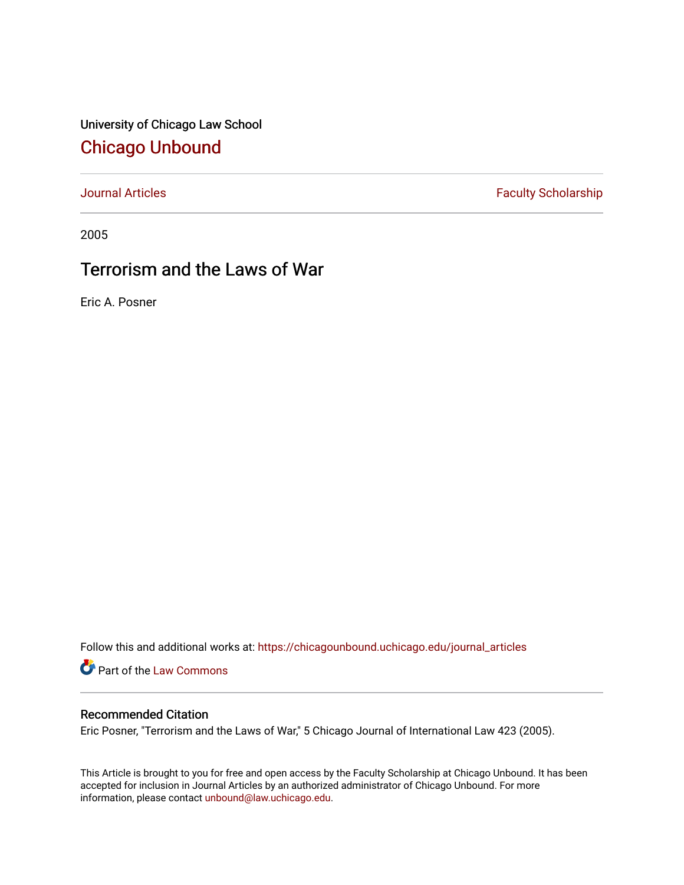University of Chicago Law School

# Chicago Unbound

Journal Articles | Faculty Scholarship

2005

# Terrorism and the Laws of War

Eric A. Posner

Follow this and additional works at: https://chicagounbound.uchicago.edu/journal_articles

Part of the Law Commons

## Recommended Citation

Eric Posner, "Terrorism and the Laws of War," 5 Chicago Journal of International Law 423 (2005).

This Article is brought to you for free and open access by the Faculty Scholarship at Chicago Unbound. It has been accepted for inclusion in Journal Articles by an authorized administrator of Chicago Unbound. For more information, please contact unbound@law.uchicago.edu.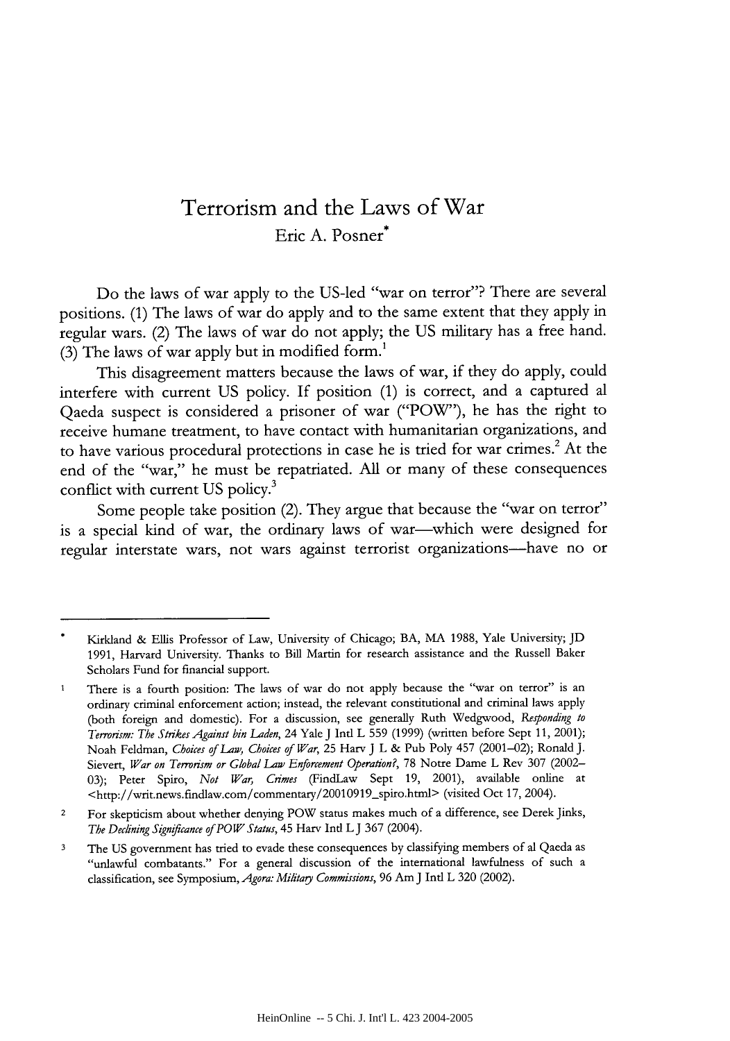# Terrorism and the Laws of War

Eric A. Posner*

Do the laws of war apply to the US-led "war on terror"? There are several positions. (1) The laws of war do apply and to the same extent that they apply in regular wars. (2) The laws of war do not apply; the US military has a free hand. (3) The laws of war apply but in modified form.[1]

This disagreement matters because the laws of war, if they do apply, could interfere with current US policy. If position (1) is correct, and a captured al Qaeda suspect is considered a prisoner of war ("POW"), he has the right to receive humane treatment, to have contact with humanitarian organizations, and to have various procedural protections in case he is tried for war crimes.[2] At the end of the "war," he must be repatriated. All or many of these consequences conflict with current US policy.[3]

Some people take position (2). They argue that because the "war on terror" is a special kind of war, the ordinary laws of war—which were designed for regular interstate wars, not wars against terrorist organizations—have no or

---

\* Kirkland & Ellis Professor of Law, University of Chicago; BA, MA 1988, Yale University; JD 1991, Harvard University. Thanks to Bill Martin for research assistance and the Russell Baker Scholars Fund for financial support.

1 There is a fourth position: The laws of war do not apply because the "war on terror" is an ordinary criminal enforcement action; instead, the relevant constitutional and criminal laws apply (both foreign and domestic). For a discussion, see generally Ruth Wedgwood, *Responding to Terrorism: The Strikes Against bin Laden*, 24 Yale J Intl L 559 (1999) (written before Sept 11, 2001); Noah Feldman, *Choices of Law, Choices of War*, 25 Harv J L & Pub Poly 457 (2001–02); Ronald J. Sievert, *War on Terrorism or Global Law Enforcement Operation?*, 78 Notre Dame L Rev 307 (2002–03); Peter Spiro, *Not War, Crimes* (FindLaw Sept 19, 2001), available online at <http://writ.news.findlaw.com/commentary/20010919_spiro.html> (visited Oct 17, 2004).

2 For skepticism about whether denying POW status makes much of a difference, see Derek Jinks, *The Declining Significance of POW Status*, 45 Harv Intl L J 367 (2004).

3 The US government has tried to evade these consequences by classifying members of al Qaeda as "unlawful combatants." For a general discussion of the international lawfulness of such a classification, see Symposium, *Agora: Military Commissions*, 96 Am J Intl L 320 (2002).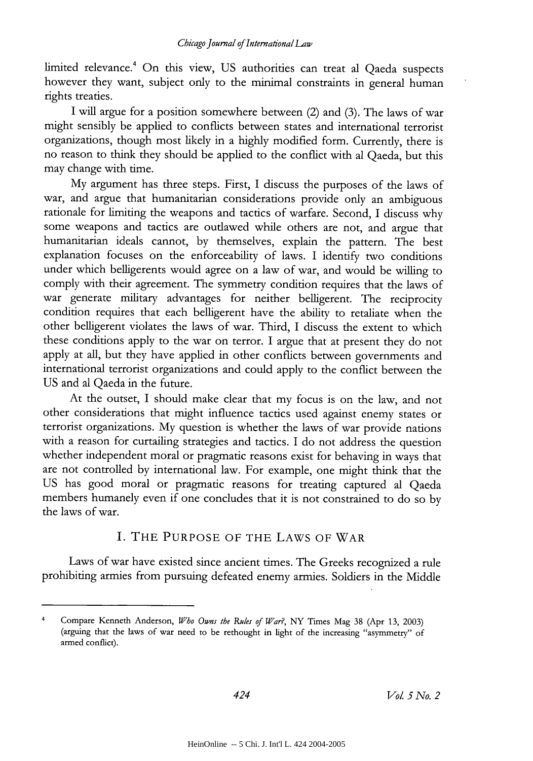limited relevance.[4] On this view, US authorities can treat al Qaeda suspects however they want, subject only to the minimal constraints in general human rights treaties.

I will argue for a position somewhere between (2) and (3). The laws of war might sensibly be applied to conflicts between states and international terrorist organizations, though most likely in a highly modified form. Currently, there is no reason to think they should be applied to the conflict with al Qaeda, but this may change with time.

My argument has three steps. First, I discuss the purposes of the laws of war, and argue that humanitarian considerations provide only an ambiguous rationale for limiting the weapons and tactics of warfare. Second, I discuss why some weapons and tactics are outlawed while others are not, and argue that humanitarian ideals cannot, by themselves, explain the pattern. The best explanation focuses on the enforceability of laws. I identify two conditions under which belligerents would agree on a law of war, and would be willing to comply with their agreement. The symmetry condition requires that the laws of war generate military advantages for neither belligerent. The reciprocity condition requires that each belligerent have the ability to retaliate when the other belligerent violates the laws of war. Third, I discuss the extent to which these conditions apply to the war on terror. I argue that at present they do not apply at all, but they have applied in other conflicts between governments and international terrorist organizations and could apply to the conflict between the US and al Qaeda in the future.

At the outset, I should make clear that my focus is on the law, and not other considerations that might influence tactics used against enemy states or terrorist organizations. My question is whether the laws of war provide nations with a reason for curtailing strategies and tactics. I do not address the question whether independent moral or pragmatic reasons exist for behaving in ways that are not controlled by international law. For example, one might think that the US has good moral or pragmatic reasons for treating captured al Qaeda members humanely even if one concludes that it is not constrained to do so by the laws of war.

## I. THE PURPOSE OF THE LAWS OF WAR

Laws of war have existed since ancient times. The Greeks recognized a rule prohibiting armies from pursuing defeated enemy armies. Soldiers in the Middle

---

[4] Compare Kenneth Anderson, *Who Owns the Rules of War?*, NY Times Mag 38 (Apr 13, 2003) (arguing that the laws of war need to be rethought in light of the increasing "asymmetry" of armed conflict).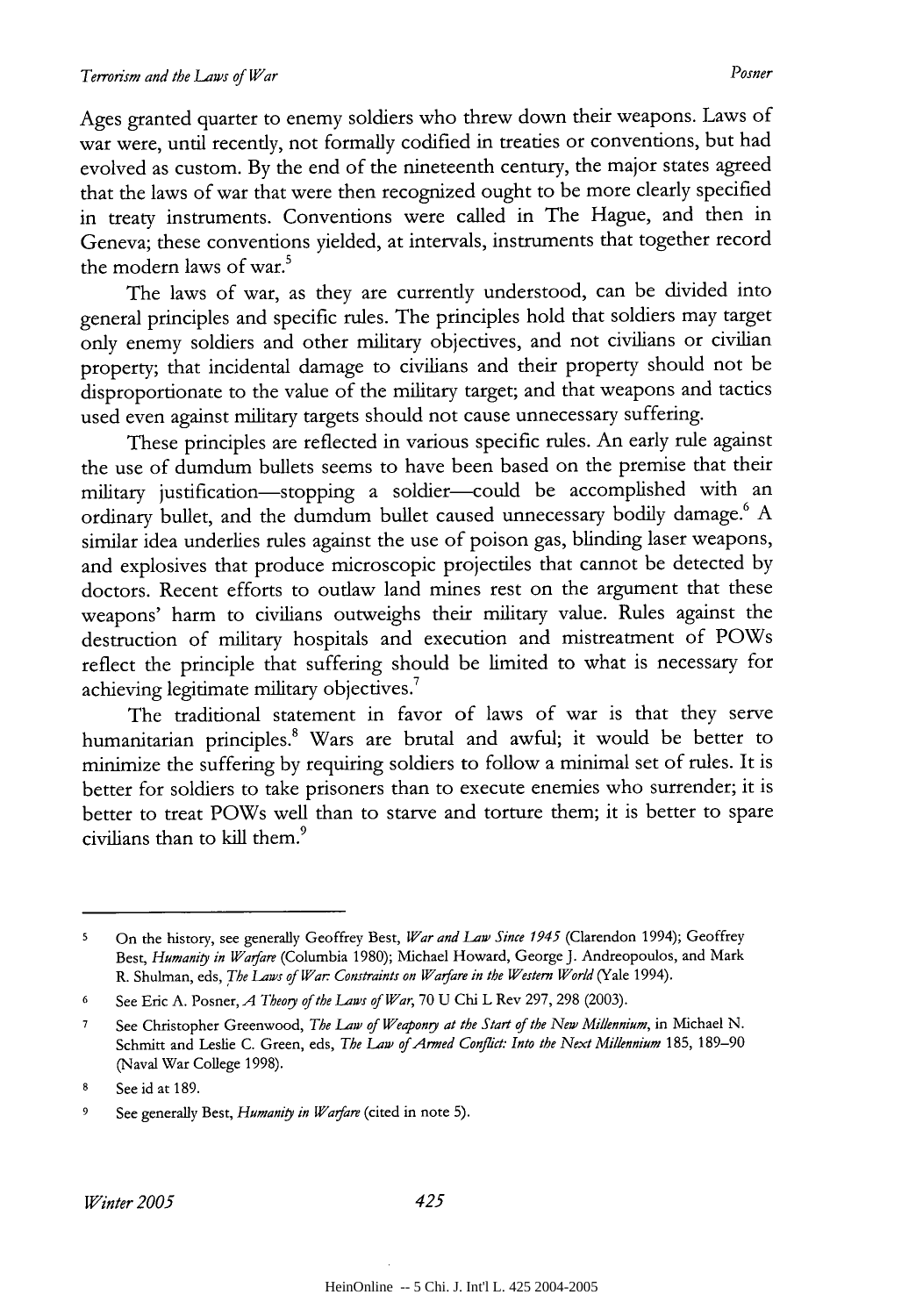Ages granted quarter to enemy soldiers who threw down their weapons. Laws of war were, until recently, not formally codified in treaties or conventions, but had evolved as custom. By the end of the nineteenth century, the major states agreed that the laws of war that were then recognized ought to be more clearly specified in treaty instruments. Conventions were called in The Hague, and then in Geneva; these conventions yielded, at intervals, instruments that together record the modern laws of war.[5]

The laws of war, as they are currently understood, can be divided into general principles and specific rules. The principles hold that soldiers may target only enemy soldiers and other military objectives, and not civilians or civilian property; that incidental damage to civilians and their property should not be disproportionate to the value of the military target; and that weapons and tactics used even against military targets should not cause unnecessary suffering.

These principles are reflected in various specific rules. An early rule against the use of dumdum bullets seems to have been based on the premise that their military justification—stopping a soldier—could be accomplished with an ordinary bullet, and the dumdum bullet caused unnecessary bodily damage.[6] A similar idea underlies rules against the use of poison gas, blinding laser weapons, and explosives that produce microscopic projectiles that cannot be detected by doctors. Recent efforts to outlaw land mines rest on the argument that these weapons' harm to civilians outweighs their military value. Rules against the destruction of military hospitals and execution and mistreatment of POWs reflect the principle that suffering should be limited to what is necessary for achieving legitimate military objectives.[7]

The traditional statement in favor of laws of war is that they serve humanitarian principles.[8] Wars are brutal and awful; it would be better to minimize the suffering by requiring soldiers to follow a minimal set of rules. It is better for soldiers to take prisoners than to execute enemies who surrender; it is better to treat POWs well than to starve and torture them; it is better to spare civilians than to kill them.[9]

---

5 On the history, see generally Geoffrey Best, *War and Law Since 1945* (Clarendon 1994); Geoffrey Best, *Humanity in Warfare* (Columbia 1980); Michael Howard, George J. Andreopoulos, and Mark R. Shulman, eds, *The Laws of War: Constraints on Warfare in the Western World* (Yale 1994).

6 See Eric A. Posner, *A Theory of the Laws of War*, 70 U Chi L Rev 297, 298 (2003).

7 See Christopher Greenwood, *The Law of Weaponry at the Start of the New Millennium*, in Michael N. Schmitt and Leslie C. Green, eds, *The Law of Armed Conflict: Into the Next Millennium* 185, 189–90 (Naval War College 1998).

8 See id at 189.

9 See generally Best, *Humanity in Warfare* (cited in note 5).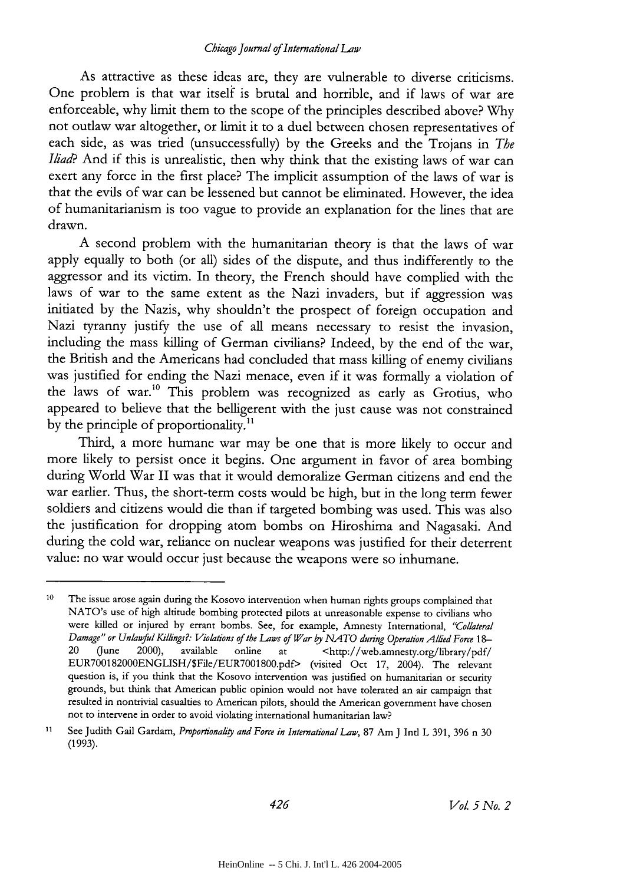As attractive as these ideas are, they are vulnerable to diverse criticisms. One problem is that war itself is brutal and horrible, and if laws of war are enforceable, why limit them to the scope of the principles described above? Why not outlaw war altogether, or limit it to a duel between chosen representatives of each side, as was tried (unsuccessfully) by the Greeks and the Trojans in *The Iliad*? And if this is unrealistic, then why think that the existing laws of war can exert any force in the first place? The implicit assumption of the laws of war is that the evils of war can be lessened but cannot be eliminated. However, the idea of humanitarianism is too vague to provide an explanation for the lines that are drawn.

A second problem with the humanitarian theory is that the laws of war apply equally to both (or all) sides of the dispute, and thus indifferently to the aggressor and its victim. In theory, the French should have complied with the laws of war to the same extent as the Nazi invaders, but if aggression was initiated by the Nazis, why shouldn't the prospect of foreign occupation and Nazi tyranny justify the use of all means necessary to resist the invasion, including the mass killing of German civilians? Indeed, by the end of the war, the British and the Americans had concluded that mass killing of enemy civilians was justified for ending the Nazi menace, even if it was formally a violation of the laws of war.[10] This problem was recognized as early as Grotius, who appeared to believe that the belligerent with the just cause was not constrained by the principle of proportionality.[11]

Third, a more humane war may be one that is more likely to occur and more likely to persist once it begins. One argument in favor of area bombing during World War II was that it would demoralize German citizens and end the war earlier. Thus, the short-term costs would be high, but in the long term fewer soldiers and citizens would die than if targeted bombing was used. This was also the justification for dropping atom bombs on Hiroshima and Nagasaki. And during the cold war, reliance on nuclear weapons was justified for their deterrent value: no war would occur just because the weapons were so inhumane.

---

[10] The issue arose again during the Kosovo intervention when human rights groups complained that NATO's use of high altitude bombing protected pilots at unreasonable expense to civilians who were killed or injured by errant bombs. See, for example, Amnesty International, *"Collateral Damage" or Unlawful Killings?: Violations of the Laws of War by NATO during Operation Allied Force* 18–20 (June 2000), available online at <http://web.amnesty.org/library/pdf/EUR700182000ENGLISH/$File/EUR7001800.pdf> (visited Oct 17, 2004). The relevant question is, if you think that the Kosovo intervention was justified on humanitarian or security grounds, but think that American public opinion would not have tolerated an air campaign that resulted in nontrivial casualties to American pilots, should the American government have chosen not to intervene in order to avoid violating international humanitarian law?

[11] See Judith Gail Gardam, *Proportionality and Force in International Law*, 87 Am J Intl L 391, 396 n 30 (1993).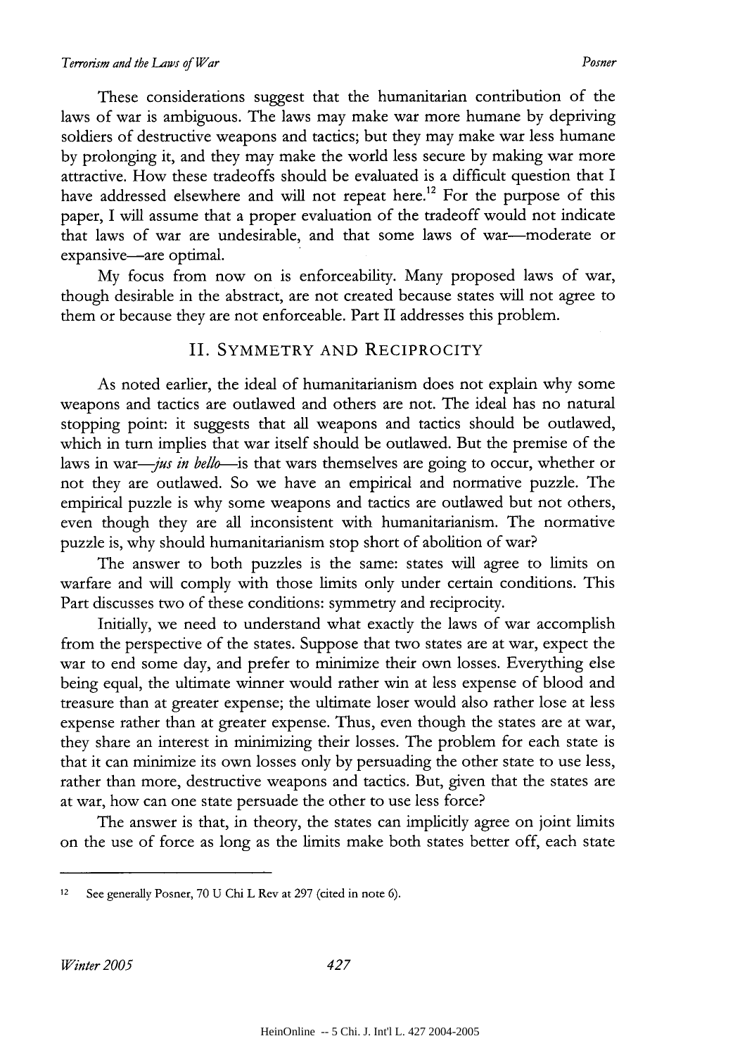These considerations suggest that the humanitarian contribution of the laws of war is ambiguous. The laws may make war more humane by depriving soldiers of destructive weapons and tactics; but they may make war less humane by prolonging it, and they may make the world less secure by making war more attractive. How these tradeoffs should be evaluated is a difficult question that I have addressed elsewhere and will not repeat here.[12] For the purpose of this paper, I will assume that a proper evaluation of the tradeoff would not indicate that laws of war are undesirable, and that some laws of war—moderate or expansive—are optimal.

My focus from now on is enforceability. Many proposed laws of war, though desirable in the abstract, are not created because states will not agree to them or because they are not enforceable. Part II addresses this problem.

## II. SYMMETRY AND RECIPROCITY

As noted earlier, the ideal of humanitarianism does not explain why some weapons and tactics are outlawed and others are not. The ideal has no natural stopping point: it suggests that all weapons and tactics should be outlawed, which in turn implies that war itself should be outlawed. But the premise of the laws in war—*jus in bello*—is that wars themselves are going to occur, whether or not they are outlawed. So we have an empirical and normative puzzle. The empirical puzzle is why some weapons and tactics are outlawed but not others, even though they are all inconsistent with humanitarianism. The normative puzzle is, why should humanitarianism stop short of abolition of war?

The answer to both puzzles is the same: states will agree to limits on warfare and will comply with those limits only under certain conditions. This Part discusses two of these conditions: symmetry and reciprocity.

Initially, we need to understand what exactly the laws of war accomplish from the perspective of the states. Suppose that two states are at war, expect the war to end some day, and prefer to minimize their own losses. Everything else being equal, the ultimate winner would rather win at less expense of blood and treasure than at greater expense; the ultimate loser would also rather lose at less expense rather than at greater expense. Thus, even though the states are at war, they share an interest in minimizing their losses. The problem for each state is that it can minimize its own losses only by persuading the other state to use less, rather than more, destructive weapons and tactics. But, given that the states are at war, how can one state persuade the other to use less force?

The answer is that, in theory, the states can implicitly agree on joint limits on the use of force as long as the limits make both states better off, each state

---

12 See generally Posner, 70 U Chi L Rev at 297 (cited in note 6).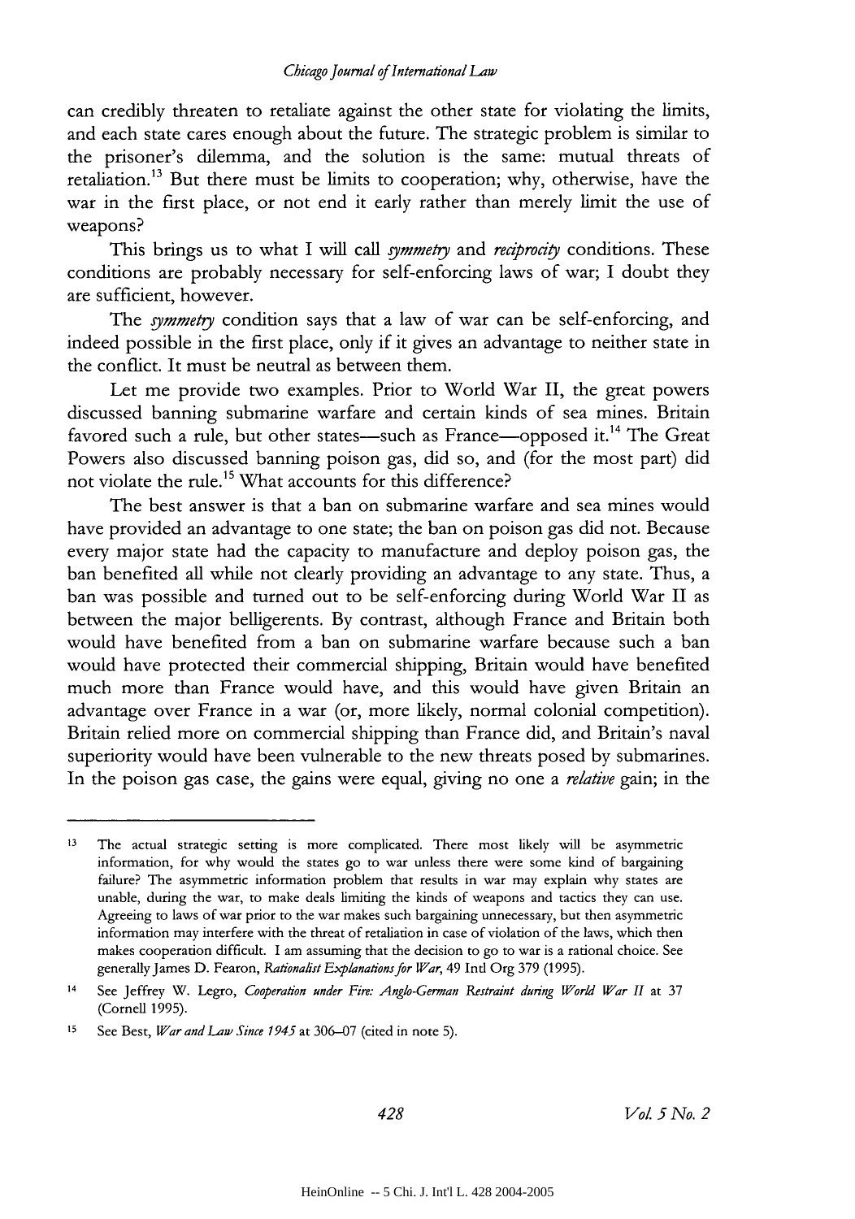can credibly threaten to retaliate against the other state for violating the limits, and each state cares enough about the future. The strategic problem is similar to the prisoner's dilemma, and the solution is the same: mutual threats of retaliation.[13] But there must be limits to cooperation; why, otherwise, have the war in the first place, or not end it early rather than merely limit the use of weapons?

This brings us to what I will call *symmetry* and *reciprocity* conditions. These conditions are probably necessary for self-enforcing laws of war; I doubt they are sufficient, however.

The *symmetry* condition says that a law of war can be self-enforcing, and indeed possible in the first place, only if it gives an advantage to neither state in the conflict. It must be neutral as between them.

Let me provide two examples. Prior to World War II, the great powers discussed banning submarine warfare and certain kinds of sea mines. Britain favored such a rule, but other states—such as France—opposed it.[14] The Great Powers also discussed banning poison gas, did so, and (for the most part) did not violate the rule.[15] What accounts for this difference?

The best answer is that a ban on submarine warfare and sea mines would have provided an advantage to one state; the ban on poison gas did not. Because every major state had the capacity to manufacture and deploy poison gas, the ban benefited all while not clearly providing an advantage to any state. Thus, a ban was possible and turned out to be self-enforcing during World War II as between the major belligerents. By contrast, although France and Britain both would have benefited from a ban on submarine warfare because such a ban would have protected their commercial shipping, Britain would have benefited much more than France would have, and this would have given Britain an advantage over France in a war (or, more likely, normal colonial competition). Britain relied more on commercial shipping than France did, and Britain's naval superiority would have been vulnerable to the new threats posed by submarines. In the poison gas case, the gains were equal, giving no one a *relative* gain; in the

---

[13] The actual strategic setting is more complicated. There most likely will be asymmetric information, for why would the states go to war unless there were some kind of bargaining failure? The asymmetric information problem that results in war may explain why states are unable, during the war, to make deals limiting the kinds of weapons and tactics they can use. Agreeing to laws of war prior to the war makes such bargaining unnecessary, but then asymmetric information may interfere with the threat of retaliation in case of violation of the laws, which then makes cooperation difficult. I am assuming that the decision to go to war is a rational choice. See generally James D. Fearon, *Rationalist Explanations for War*, 49 Intl Org 379 (1995).

[14] See Jeffrey W. Legro, *Cooperation under Fire: Anglo-German Restraint during World War II* at 37 (Cornell 1995).

[15] See Best, *War and Law Since 1945* at 306–07 (cited in note 5).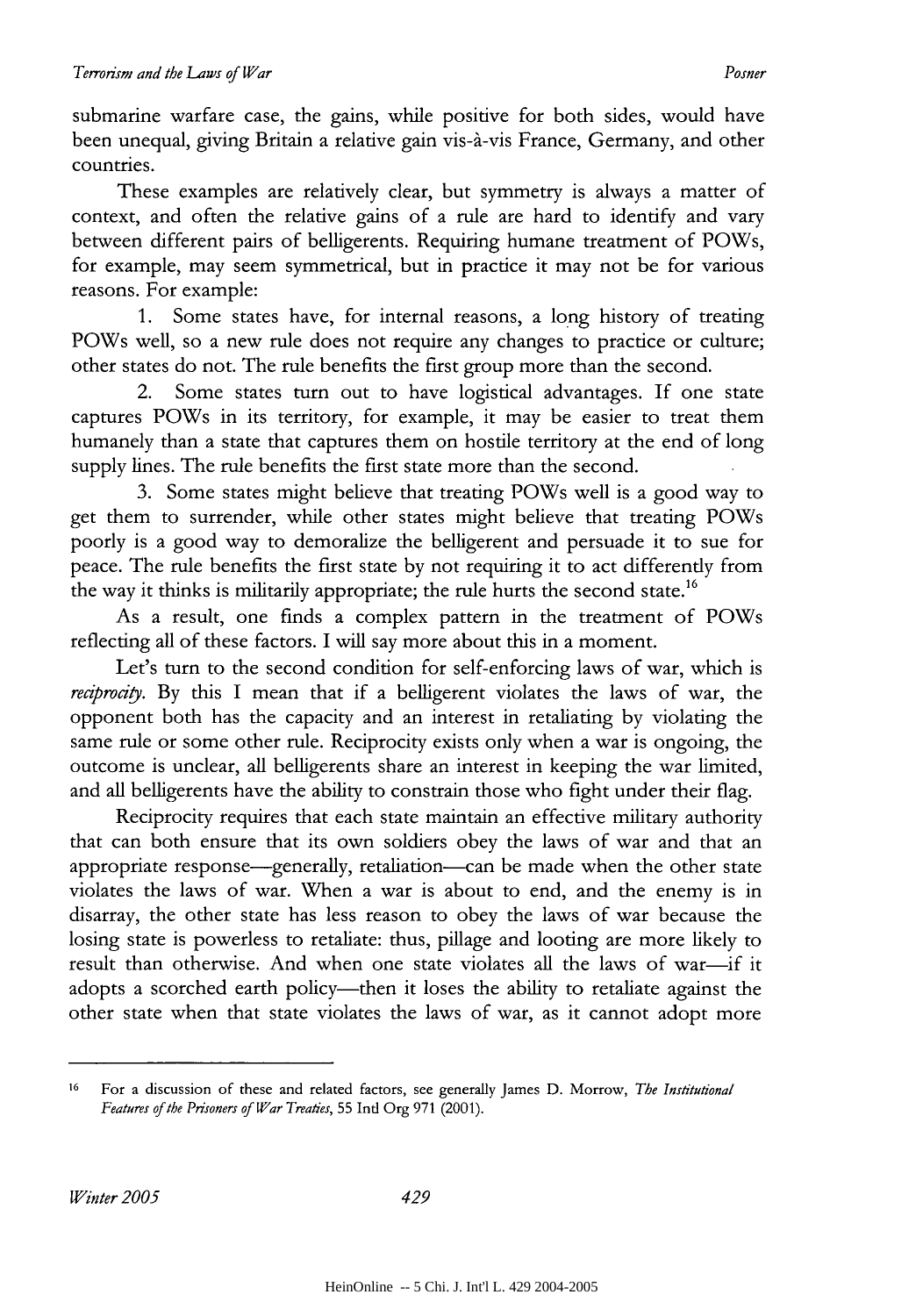submarine warfare case, the gains, while positive for both sides, would have been unequal, giving Britain a relative gain vis-à-vis France, Germany, and other countries.

These examples are relatively clear, but symmetry is always a matter of context, and often the relative gains of a rule are hard to identify and vary between different pairs of belligerents. Requiring humane treatment of POWs, for example, may seem symmetrical, but in practice it may not be for various reasons. For example:

1. Some states have, for internal reasons, a long history of treating POWs well, so a new rule does not require any changes to practice or culture; other states do not. The rule benefits the first group more than the second.

2. Some states turn out to have logistical advantages. If one state captures POWs in its territory, for example, it may be easier to treat them humanely than a state that captures them on hostile territory at the end of long supply lines. The rule benefits the first state more than the second.

3. Some states might believe that treating POWs well is a good way to get them to surrender, while other states might believe that treating POWs poorly is a good way to demoralize the belligerent and persuade it to sue for peace. The rule benefits the first state by not requiring it to act differently from the way it thinks is militarily appropriate; the rule hurts the second state.[16]

As a result, one finds a complex pattern in the treatment of POWs reflecting all of these factors. I will say more about this in a moment.

Let's turn to the second condition for self-enforcing laws of war, which is *reciprocity*. By this I mean that if a belligerent violates the laws of war, the opponent both has the capacity and an interest in retaliating by violating the same rule or some other rule. Reciprocity exists only when a war is ongoing, the outcome is unclear, all belligerents share an interest in keeping the war limited, and all belligerents have the ability to constrain those who fight under their flag.

Reciprocity requires that each state maintain an effective military authority that can both ensure that its own soldiers obey the laws of war and that an appropriate response—generally, retaliation—can be made when the other state violates the laws of war. When a war is about to end, and the enemy is in disarray, the other state has less reason to obey the laws of war because the losing state is powerless to retaliate: thus, pillage and looting are more likely to result than otherwise. And when one state violates all the laws of war—if it adopts a scorched earth policy—then it loses the ability to retaliate against the other state when that state violates the laws of war, as it cannot adopt more

---

16 For a discussion of these and related factors, see generally James D. Morrow, *The Institutional Features of the Prisoners of War Treaties*, 55 Intl Org 971 (2001).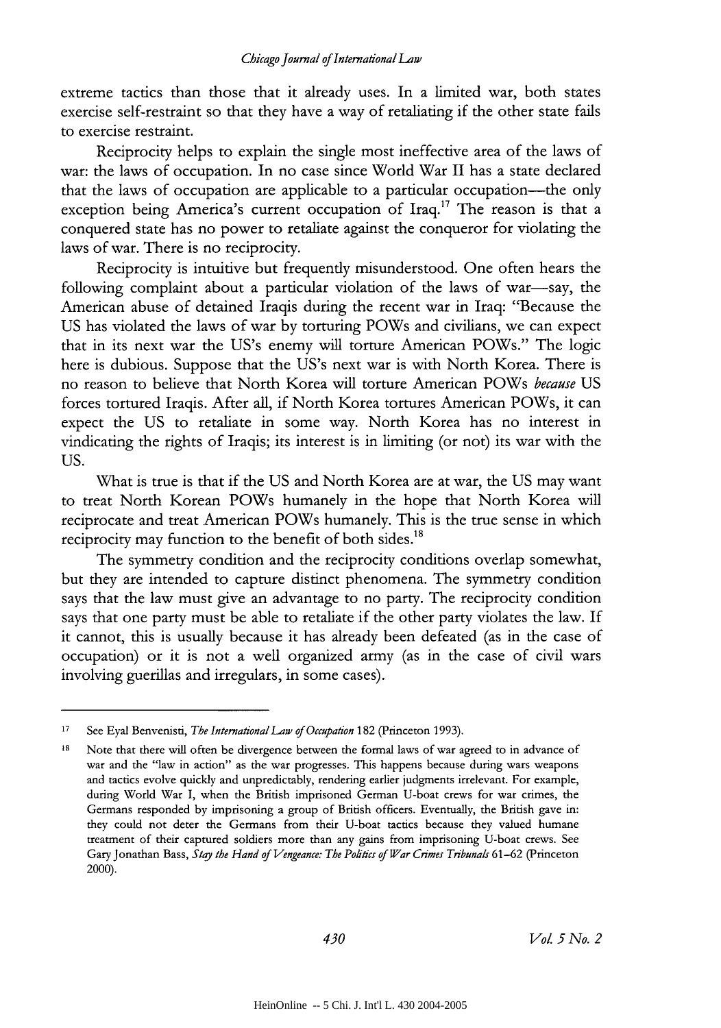extreme tactics than those that it already uses. In a limited war, both states exercise self-restraint so that they have a way of retaliating if the other state fails to exercise restraint.

Reciprocity helps to explain the single most ineffective area of the laws of war: the laws of occupation. In no case since World War II has a state declared that the laws of occupation are applicable to a particular occupation—the only exception being America's current occupation of Iraq.[17] The reason is that a conquered state has no power to retaliate against the conqueror for violating the laws of war. There is no reciprocity.

Reciprocity is intuitive but frequently misunderstood. One often hears the following complaint about a particular violation of the laws of war—say, the American abuse of detained Iraqis during the recent war in Iraq: "Because the US has violated the laws of war by torturing POWs and civilians, we can expect that in its next war the US's enemy will torture American POWs." The logic here is dubious. Suppose that the US's next war is with North Korea. There is no reason to believe that North Korea will torture American POWs *because* US forces tortured Iraqis. After all, if North Korea tortures American POWs, it can expect the US to retaliate in some way. North Korea has no interest in vindicating the rights of Iraqis; its interest is in limiting (or not) its war with the US.

What is true is that if the US and North Korea are at war, the US may want to treat North Korean POWs humanely in the hope that North Korea will reciprocate and treat American POWs humanely. This is the true sense in which reciprocity may function to the benefit of both sides.[18]

The symmetry condition and the reciprocity conditions overlap somewhat, but they are intended to capture distinct phenomena. The symmetry condition says that the law must give an advantage to no party. The reciprocity condition says that one party must be able to retaliate if the other party violates the law. If it cannot, this is usually because it has already been defeated (as in the case of occupation) or it is not a well organized army (as in the case of civil wars involving guerillas and irregulars, in some cases).

---

[17] See Eyal Benvenisti, *The International Law of Occupation* 182 (Princeton 1993).

[18] Note that there will often be divergence between the formal laws of war agreed to in advance of war and the "law in action" as the war progresses. This happens because during wars weapons and tactics evolve quickly and unpredictably, rendering earlier judgments irrelevant. For example, during World War I, when the British imprisoned German U-boat crews for war crimes, the Germans responded by imprisoning a group of British officers. Eventually, the British gave in: they could not deter the Germans from their U-boat tactics because they valued humane treatment of their captured soldiers more than any gains from imprisoning U-boat crews. See Gary Jonathan Bass, *Stay the Hand of Vengeance: The Politics of War Crimes Tribunals* 61–62 (Princeton 2000).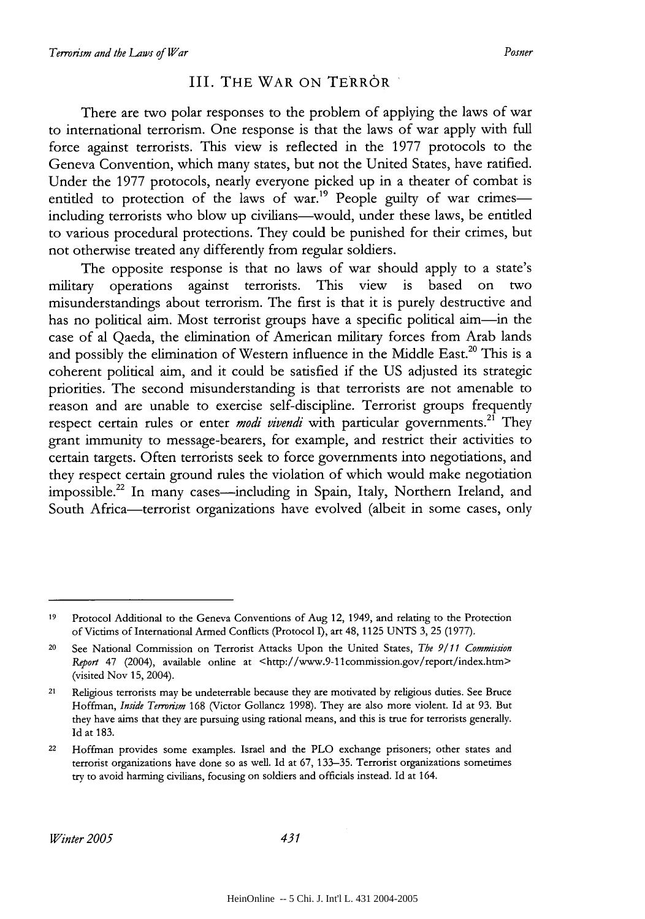## III. THE WAR ON TERROR

There are two polar responses to the problem of applying the laws of war to international terrorism. One response is that the laws of war apply with full force against terrorists. This view is reflected in the 1977 protocols to the Geneva Convention, which many states, but not the United States, have ratified. Under the 1977 protocols, nearly everyone picked up in a theater of combat is entitled to protection of the laws of war.[19] People guilty of war crimes—including terrorists who blow up civilians—would, under these laws, be entitled to various procedural protections. They could be punished for their crimes, but not otherwise treated any differently from regular soldiers.

The opposite response is that no laws of war should apply to a state's military operations against terrorists. This view is based on two misunderstandings about terrorism. The first is that it is purely destructive and has no political aim. Most terrorist groups have a specific political aim—in the case of al Qaeda, the elimination of American military forces from Arab lands and possibly the elimination of Western influence in the Middle East.[20] This is a coherent political aim, and it could be satisfied if the US adjusted its strategic priorities. The second misunderstanding is that terrorists are not amenable to reason and are unable to exercise self-discipline. Terrorist groups frequently respect certain rules or enter *modi vivendi* with particular governments.[21] They grant immunity to message-bearers, for example, and restrict their activities to certain targets. Often terrorists seek to force governments into negotiations, and they respect certain ground rules the violation of which would make negotiation impossible.[22] In many cases—including in Spain, Italy, Northern Ireland, and South Africa—terrorist organizations have evolved (albeit in some cases, only

---

19 Protocol Additional to the Geneva Conventions of Aug 12, 1949, and relating to the Protection of Victims of International Armed Conflicts (Protocol I), art 48, 1125 UNTS 3, 25 (1977).

20 See National Commission on Terrorist Attacks Upon the United States, *The 9/11 Commission Report* 47 (2004), available online at <http://www.9-11commission.gov/report/index.htm> (visited Nov 15, 2004).

21 Religious terrorists may be undeterrable because they are motivated by religious duties. See Bruce Hoffman, *Inside Terrorism* 168 (Victor Gollancz 1998). They are also more violent. Id at 93. But they have aims that they are pursuing using rational means, and this is true for terrorists generally. Id at 183.

22 Hoffman provides some examples. Israel and the PLO exchange prisoners; other states and terrorist organizations have done so as well. Id at 67, 133–35. Terrorist organizations sometimes try to avoid harming civilians, focusing on soldiers and officials instead. Id at 164.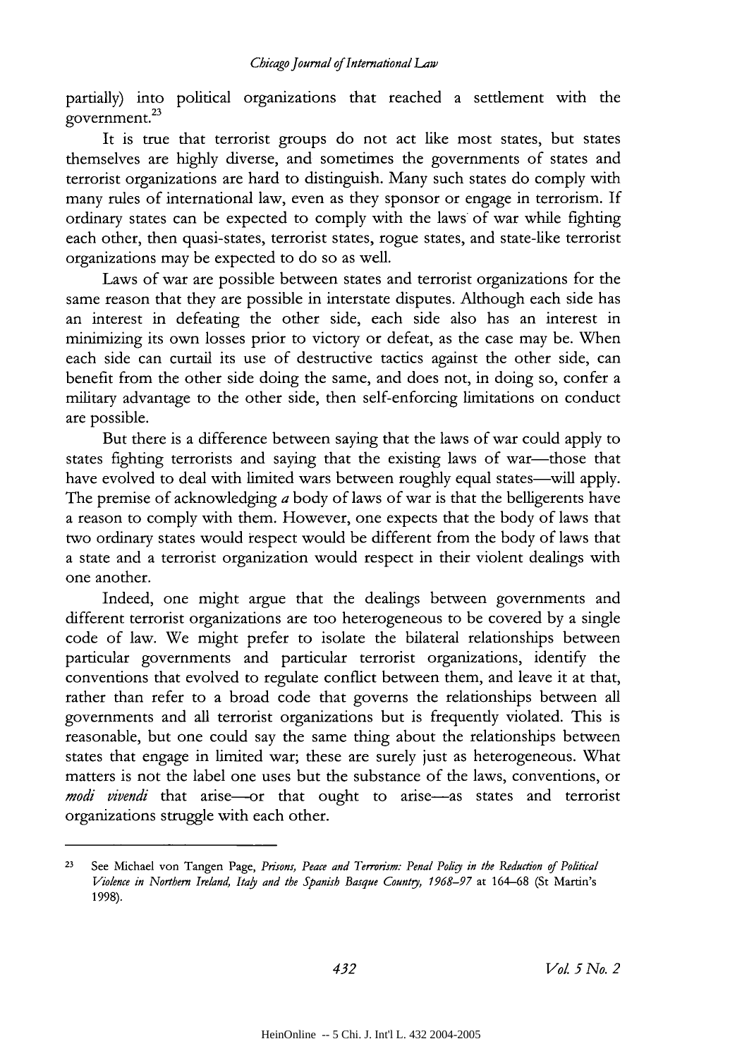partially) into political organizations that reached a settlement with the government.[23]

It is true that terrorist groups do not act like most states, but states themselves are highly diverse, and sometimes the governments of states and terrorist organizations are hard to distinguish. Many such states do comply with many rules of international law, even as they sponsor or engage in terrorism. If ordinary states can be expected to comply with the laws of war while fighting each other, then quasi-states, terrorist states, rogue states, and state-like terrorist organizations may be expected to do so as well.

Laws of war are possible between states and terrorist organizations for the same reason that they are possible in interstate disputes. Although each side has an interest in defeating the other side, each side also has an interest in minimizing its own losses prior to victory or defeat, as the case may be. When each side can curtail its use of destructive tactics against the other side, can benefit from the other side doing the same, and does not, in doing so, confer a military advantage to the other side, then self-enforcing limitations on conduct are possible.

But there is a difference between saying that the laws of war could apply to states fighting terrorists and saying that the existing laws of war—those that have evolved to deal with limited wars between roughly equal states—will apply. The premise of acknowledging *a* body of laws of war is that the belligerents have a reason to comply with them. However, one expects that the body of laws that two ordinary states would respect would be different from the body of laws that a state and a terrorist organization would respect in their violent dealings with one another.

Indeed, one might argue that the dealings between governments and different terrorist organizations are too heterogeneous to be covered by a single code of law. We might prefer to isolate the bilateral relationships between particular governments and particular terrorist organizations, identify the conventions that evolved to regulate conflict between them, and leave it at that, rather than refer to a broad code that governs the relationships between all governments and all terrorist organizations but is frequently violated. This is reasonable, but one could say the same thing about the relationships between states that engage in limited war; these are surely just as heterogeneous. What matters is not the label one uses but the substance of the laws, conventions, or *modi vivendi* that arise—or that ought to arise—as states and terrorist organizations struggle with each other.

---

23 See Michael von Tangen Page, *Prisons, Peace and Terrorism: Penal Policy in the Reduction of Political Violence in Northern Ireland, Italy and the Spanish Basque Country, 1968–97* at 164–68 (St Martin's 1998).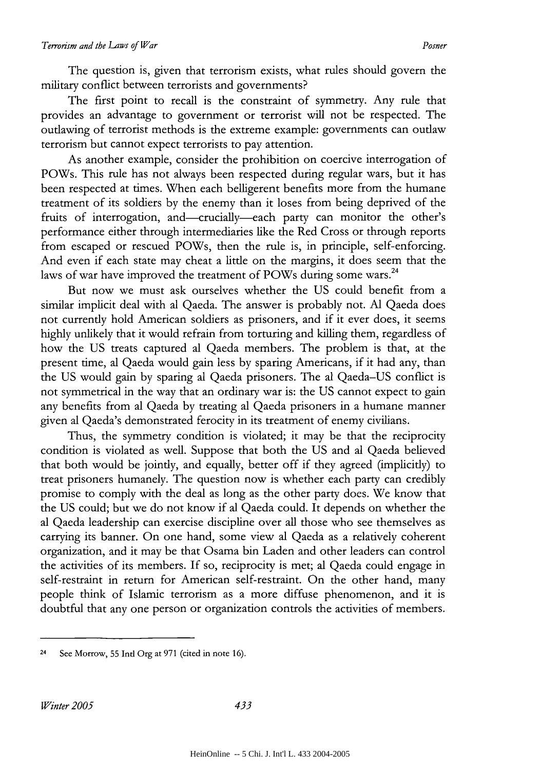The question is, given that terrorism exists, what rules should govern the military conflict between terrorists and governments?

The first point to recall is the constraint of symmetry. Any rule that provides an advantage to government or terrorist will not be respected. The outlawing of terrorist methods is the extreme example: governments can outlaw terrorism but cannot expect terrorists to pay attention.

As another example, consider the prohibition on coercive interrogation of POWs. This rule has not always been respected during regular wars, but it has been respected at times. When each belligerent benefits more from the humane treatment of its soldiers by the enemy than it loses from being deprived of the fruits of interrogation, and—crucially—each party can monitor the other's performance either through intermediaries like the Red Cross or through reports from escaped or rescued POWs, then the rule is, in principle, self-enforcing. And even if each state may cheat a little on the margins, it does seem that the laws of war have improved the treatment of POWs during some wars.[24]

But now we must ask ourselves whether the US could benefit from a similar implicit deal with al Qaeda. The answer is probably not. Al Qaeda does not currently hold American soldiers as prisoners, and if it ever does, it seems highly unlikely that it would refrain from torturing and killing them, regardless of how the US treats captured al Qaeda members. The problem is that, at the present time, al Qaeda would gain less by sparing Americans, if it had any, than the US would gain by sparing al Qaeda prisoners. The al Qaeda–US conflict is not symmetrical in the way that an ordinary war is: the US cannot expect to gain any benefits from al Qaeda by treating al Qaeda prisoners in a humane manner given al Qaeda's demonstrated ferocity in its treatment of enemy civilians.

Thus, the symmetry condition is violated; it may be that the reciprocity condition is violated as well. Suppose that both the US and al Qaeda believed that both would be jointly, and equally, better off if they agreed (implicitly) to treat prisoners humanely. The question now is whether each party can credibly promise to comply with the deal as long as the other party does. We know that the US could; but we do not know if al Qaeda could. It depends on whether the al Qaeda leadership can exercise discipline over all those who see themselves as carrying its banner. On one hand, some view al Qaeda as a relatively coherent organization, and it may be that Osama bin Laden and other leaders can control the activities of its members. If so, reciprocity is met; al Qaeda could engage in self-restraint in return for American self-restraint. On the other hand, many people think of Islamic terrorism as a more diffuse phenomenon, and it is doubtful that any one person or organization controls the activities of members.

---

[24] See Morrow, 55 Intl Org at 971 (cited in note 16).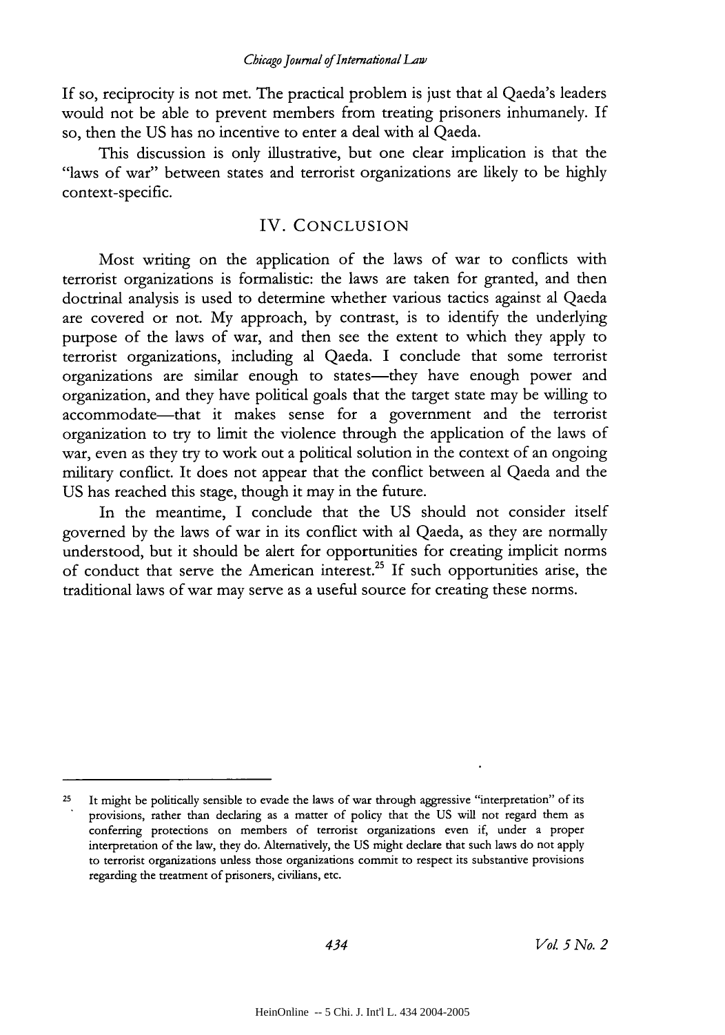If so, reciprocity is not met. The practical problem is just that al Qaeda's leaders would not be able to prevent members from treating prisoners inhumanely. If so, then the US has no incentive to enter a deal with al Qaeda.

This discussion is only illustrative, but one clear implication is that the "laws of war" between states and terrorist organizations are likely to be highly context-specific.

## IV. CONCLUSION

Most writing on the application of the laws of war to conflicts with terrorist organizations is formalistic: the laws are taken for granted, and then doctrinal analysis is used to determine whether various tactics against al Qaeda are covered or not. My approach, by contrast, is to identify the underlying purpose of the laws of war, and then see the extent to which they apply to terrorist organizations, including al Qaeda. I conclude that some terrorist organizations are similar enough to states—they have enough power and organization, and they have political goals that the target state may be willing to accommodate—that it makes sense for a government and the terrorist organization to try to limit the violence through the application of the laws of war, even as they try to work out a political solution in the context of an ongoing military conflict. It does not appear that the conflict between al Qaeda and the US has reached this stage, though it may in the future.

In the meantime, I conclude that the US should not consider itself governed by the laws of war in its conflict with al Qaeda, as they are normally understood, but it should be alert for opportunities for creating implicit norms of conduct that serve the American interest.[25] If such opportunities arise, the traditional laws of war may serve as a useful source for creating these norms.

---

[25] It might be politically sensible to evade the laws of war through aggressive "interpretation" of its provisions, rather than declaring as a matter of policy that the US will not regard them as conferring protections on members of terrorist organizations even if, under a proper interpretation of the law, they do. Alternatively, the US might declare that such laws do not apply to terrorist organizations unless those organizations commit to respect its substantive provisions regarding the treatment of prisoners, civilians, etc.